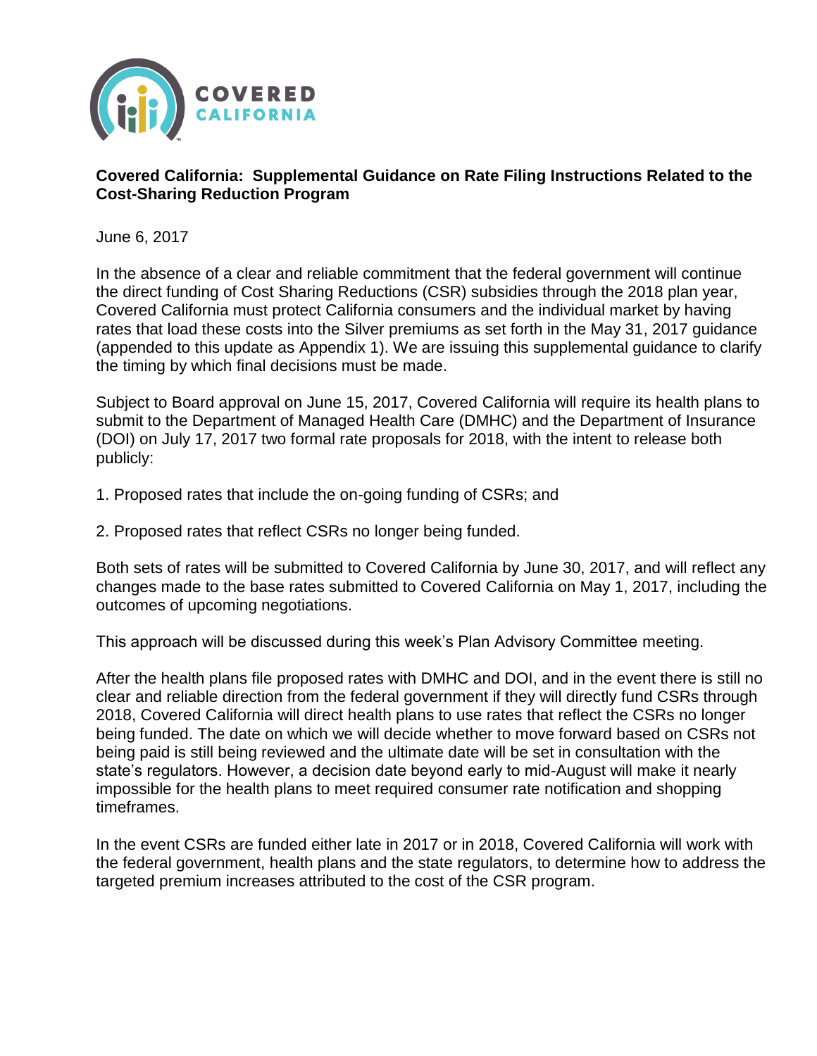**Covered California: Supplemental Guidance on Rate Filing Instructions Related to the Cost-Sharing Reduction Program**

June 6, 2017

In the absence of a clear and reliable commitment that the federal government will continue the direct funding of Cost Sharing Reductions (CSR) subsidies through the 2018 plan year, Covered California must protect California consumers and the individual market by having rates that load these costs into the Silver premiums as set forth in the May 31, 2017 guidance (appended to this update as Appendix 1). We are issuing this supplemental guidance to clarify the timing by which final decisions must be made.

Subject to Board approval on June 15, 2017, Covered California will require its health plans to submit to the Department of Managed Health Care (DMHC) and the Department of Insurance (DOI) on July 17, 2017 two formal rate proposals for 2018, with the intent to release both publicly:

1. Proposed rates that include the on-going funding of CSRs; and

2. Proposed rates that reflect CSRs no longer being funded.

Both sets of rates will be submitted to Covered California by June 30, 2017, and will reflect any changes made to the base rates submitted to Covered California on May 1, 2017, including the outcomes of upcoming negotiations.

This approach will be discussed during this week's Plan Advisory Committee meeting.

After the health plans file proposed rates with DMHC and DOI, and in the event there is still no clear and reliable direction from the federal government if they will directly fund CSRs through 2018, Covered California will direct health plans to use rates that reflect the CSRs no longer being funded. The date on which we will decide whether to move forward based on CSRs not being paid is still being reviewed and the ultimate date will be set in consultation with the state's regulators. However, a decision date beyond early to mid-August will make it nearly impossible for the health plans to meet required consumer rate notification and shopping timeframes.

In the event CSRs are funded either late in 2017 or in 2018, Covered California will work with the federal government, health plans and the state regulators, to determine how to address the targeted premium increases attributed to the cost of the CSR program.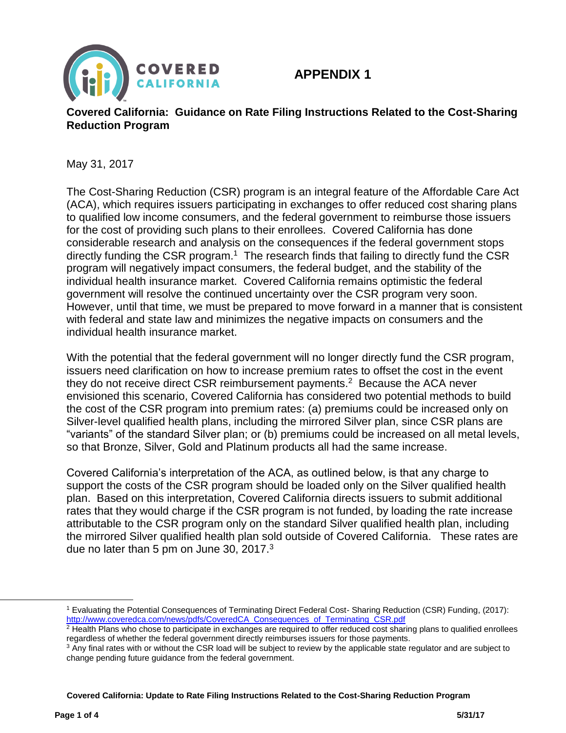# APPENDIX 1

## Covered California: Guidance on Rate Filing Instructions Related to the Cost-Sharing Reduction Program

May 31, 2017

The Cost-Sharing Reduction (CSR) program is an integral feature of the Affordable Care Act (ACA), which requires issuers participating in exchanges to offer reduced cost sharing plans to qualified low income consumers, and the federal government to reimburse those issuers for the cost of providing such plans to their enrollees. Covered California has done considerable research and analysis on the consequences if the federal government stops directly funding the CSR program.[1] The research finds that failing to directly fund the CSR program will negatively impact consumers, the federal budget, and the stability of the individual health insurance market. Covered California remains optimistic the federal government will resolve the continued uncertainty over the CSR program very soon. However, until that time, we must be prepared to move forward in a manner that is consistent with federal and state law and minimizes the negative impacts on consumers and the individual health insurance market.

With the potential that the federal government will no longer directly fund the CSR program, issuers need clarification on how to increase premium rates to offset the cost in the event they do not receive direct CSR reimbursement payments.[2] Because the ACA never envisioned this scenario, Covered California has considered two potential methods to build the cost of the CSR program into premium rates: (a) premiums could be increased only on Silver-level qualified health plans, including the mirrored Silver plan, since CSR plans are "variants" of the standard Silver plan; or (b) premiums could be increased on all metal levels, so that Bronze, Silver, Gold and Platinum products all had the same increase.

Covered California's interpretation of the ACA, as outlined below, is that any charge to support the costs of the CSR program should be loaded only on the Silver qualified health plan. Based on this interpretation, Covered California directs issuers to submit additional rates that they would charge if the CSR program is not funded, by loading the rate increase attributable to the CSR program only on the standard Silver qualified health plan, including the mirrored Silver qualified health plan sold outside of Covered California. These rates are due no later than 5 pm on June 30, 2017.[3]

---

[1] Evaluating the Potential Consequences of Terminating Direct Federal Cost- Sharing Reduction (CSR) Funding, (2017): http://www.coveredca.com/news/pdfs/CoveredCA_Consequences_of_Terminating_CSR.pdf

[2] Health Plans who chose to participate in exchanges are required to offer reduced cost sharing plans to qualified enrollees regardless of whether the federal government directly reimburses issuers for those payments.

[3] Any final rates with or without the CSR load will be subject to review by the applicable state regulator and are subject to change pending future guidance from the federal government.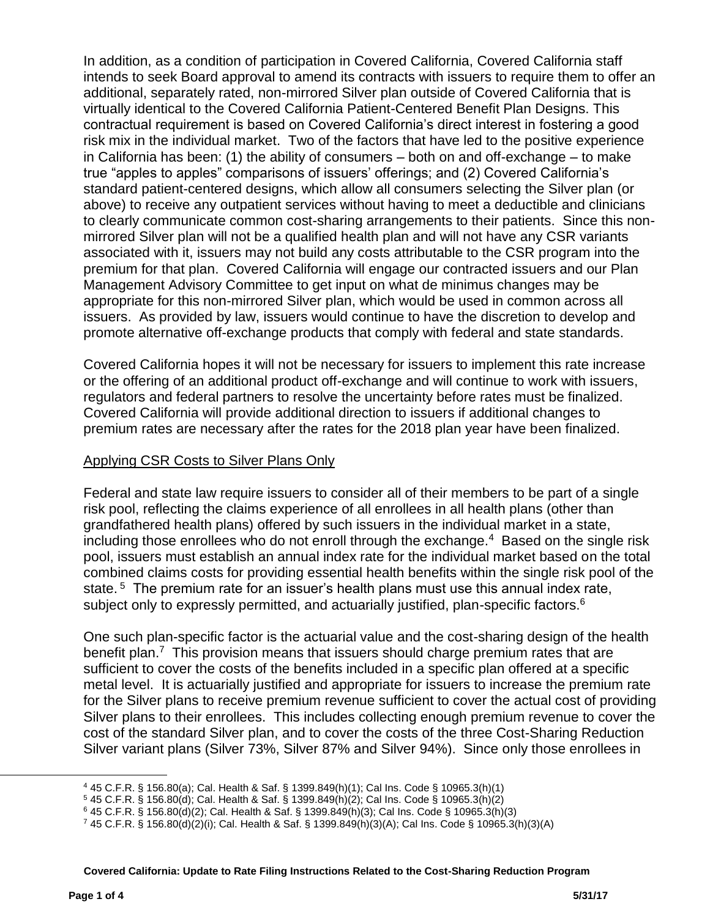In addition, as a condition of participation in Covered California, Covered California staff intends to seek Board approval to amend its contracts with issuers to require them to offer an additional, separately rated, non-mirrored Silver plan outside of Covered California that is virtually identical to the Covered California Patient-Centered Benefit Plan Designs. This contractual requirement is based on Covered California's direct interest in fostering a good risk mix in the individual market. Two of the factors that have led to the positive experience in California has been: (1) the ability of consumers – both on and off-exchange – to make true "apples to apples" comparisons of issuers' offerings; and (2) Covered California's standard patient-centered designs, which allow all consumers selecting the Silver plan (or above) to receive any outpatient services without having to meet a deductible and clinicians to clearly communicate common cost-sharing arrangements to their patients. Since this non-mirrored Silver plan will not be a qualified health plan and will not have any CSR variants associated with it, issuers may not build any costs attributable to the CSR program into the premium for that plan. Covered California will engage our contracted issuers and our Plan Management Advisory Committee to get input on what de minimus changes may be appropriate for this non-mirrored Silver plan, which would be used in common across all issuers. As provided by law, issuers would continue to have the discretion to develop and promote alternative off-exchange products that comply with federal and state standards.

Covered California hopes it will not be necessary for issuers to implement this rate increase or the offering of an additional product off-exchange and will continue to work with issuers, regulators and federal partners to resolve the uncertainty before rates must be finalized. Covered California will provide additional direction to issuers if additional changes to premium rates are necessary after the rates for the 2018 plan year have been finalized.

## Applying CSR Costs to Silver Plans Only

Federal and state law require issuers to consider all of their members to be part of a single risk pool, reflecting the claims experience of all enrollees in all health plans (other than grandfathered health plans) offered by such issuers in the individual market in a state, including those enrollees who do not enroll through the exchange.[4] Based on the single risk pool, issuers must establish an annual index rate for the individual market based on the total combined claims costs for providing essential health benefits within the single risk pool of the state.[5] The premium rate for an issuer's health plans must use this annual index rate, subject only to expressly permitted, and actuarially justified, plan-specific factors.[6]

One such plan-specific factor is the actuarial value and the cost-sharing design of the health benefit plan.[7] This provision means that issuers should charge premium rates that are sufficient to cover the costs of the benefits included in a specific plan offered at a specific metal level. It is actuarially justified and appropriate for issuers to increase the premium rate for the Silver plans to receive premium revenue sufficient to cover the actual cost of providing Silver plans to their enrollees. This includes collecting enough premium revenue to cover the cost of the standard Silver plan, and to cover the costs of the three Cost-Sharing Reduction Silver variant plans (Silver 73%, Silver 87% and Silver 94%). Since only those enrollees in

---

[4] 45 C.F.R. § 156.80(a); Cal. Health & Saf. § 1399.849(h)(1); Cal Ins. Code § 10965.3(h)(1)

[5] 45 C.F.R. § 156.80(d); Cal. Health & Saf. § 1399.849(h)(2); Cal Ins. Code § 10965.3(h)(2)

[6] 45 C.F.R. § 156.80(d)(2); Cal. Health & Saf. § 1399.849(h)(3); Cal Ins. Code § 10965.3(h)(3)

[7] 45 C.F.R. § 156.80(d)(2)(i); Cal. Health & Saf. § 1399.849(h)(3)(A); Cal Ins. Code § 10965.3(h)(3)(A)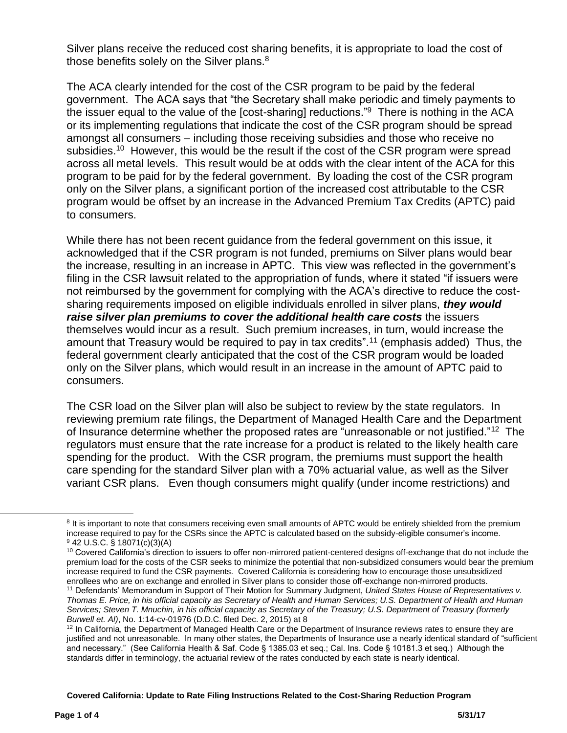Silver plans receive the reduced cost sharing benefits, it is appropriate to load the cost of those benefits solely on the Silver plans.[8]

The ACA clearly intended for the cost of the CSR program to be paid by the federal government. The ACA says that "the Secretary shall make periodic and timely payments to the issuer equal to the value of the [cost-sharing] reductions."[9] There is nothing in the ACA or its implementing regulations that indicate the cost of the CSR program should be spread amongst all consumers – including those receiving subsidies and those who receive no subsidies.[10] However, this would be the result if the cost of the CSR program were spread across all metal levels. This result would be at odds with the clear intent of the ACA for this program to be paid for by the federal government. By loading the cost of the CSR program only on the Silver plans, a significant portion of the increased cost attributable to the CSR program would be offset by an increase in the Advanced Premium Tax Credits (APTC) paid to consumers.

While there has not been recent guidance from the federal government on this issue, it acknowledged that if the CSR program is not funded, premiums on Silver plans would bear the increase, resulting in an increase in APTC. This view was reflected in the government's filing in the CSR lawsuit related to the appropriation of funds, where it stated "if issuers were not reimbursed by the government for complying with the ACA's directive to reduce the cost-sharing requirements imposed on eligible individuals enrolled in silver plans, ***they would raise silver plan premiums to cover the additional health care costs*** the issuers themselves would incur as a result. Such premium increases, in turn, would increase the amount that Treasury would be required to pay in tax credits".[11] (emphasis added) Thus, the federal government clearly anticipated that the cost of the CSR program would be loaded only on the Silver plans, which would result in an increase in the amount of APTC paid to consumers.

The CSR load on the Silver plan will also be subject to review by the state regulators. In reviewing premium rate filings, the Department of Managed Health Care and the Department of Insurance determine whether the proposed rates are "unreasonable or not justified."[12] The regulators must ensure that the rate increase for a product is related to the likely health care spending for the product. With the CSR program, the premiums must support the health care spending for the standard Silver plan with a 70% actuarial value, as well as the Silver variant CSR plans. Even though consumers might qualify (under income restrictions) and

---

[8] It is important to note that consumers receiving even small amounts of APTC would be entirely shielded from the premium increase required to pay for the CSRs since the APTC is calculated based on the subsidy-eligible consumer's income.

[9] 42 U.S.C. § 18071(c)(3)(A)

[10] Covered California's direction to issuers to offer non-mirrored patient-centered designs off-exchange that do not include the premium load for the costs of the CSR seeks to minimize the potential that non-subsidized consumers would bear the premium increase required to fund the CSR payments. Covered California is considering how to encourage those unsubsidized enrollees who are on exchange and enrolled in Silver plans to consider those off-exchange non-mirrored products.

[11] Defendants' Memorandum in Support of Their Motion for Summary Judgment, *United States House of Representatives v. Thomas E. Price, in his official capacity as Secretary of Health and Human Services; U.S. Department of Health and Human Services; Steven T. Mnuchin, in his official capacity as Secretary of the Treasury; U.S. Department of Treasury (formerly Burwell et. Al)*, No. 1:14-cv-01976 (D.D.C. filed Dec. 2, 2015) at 8

[12] In California, the Department of Managed Health Care or the Department of Insurance reviews rates to ensure they are justified and not unreasonable. In many other states, the Departments of Insurance use a nearly identical standard of "sufficient and necessary." (See California Health & Saf. Code § 1385.03 et seq.; Cal. Ins. Code § 10181.3 et seq.) Although the standards differ in terminology, the actuarial review of the rates conducted by each state is nearly identical.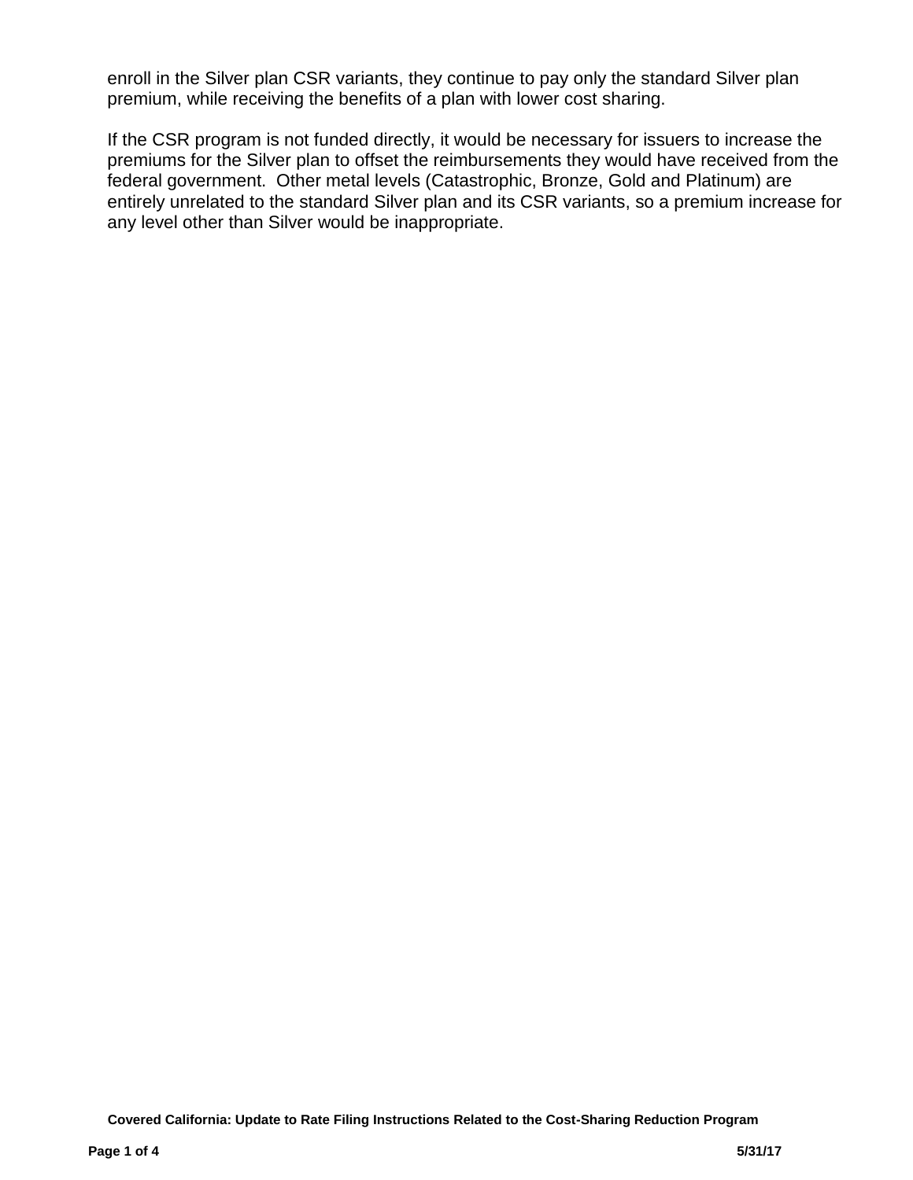enroll in the Silver plan CSR variants, they continue to pay only the standard Silver plan premium, while receiving the benefits of a plan with lower cost sharing.

If the CSR program is not funded directly, it would be necessary for issuers to increase the premiums for the Silver plan to offset the reimbursements they would have received from the federal government. Other metal levels (Catastrophic, Bronze, Gold and Platinum) are entirely unrelated to the standard Silver plan and its CSR variants, so a premium increase for any level other than Silver would be inappropriate.